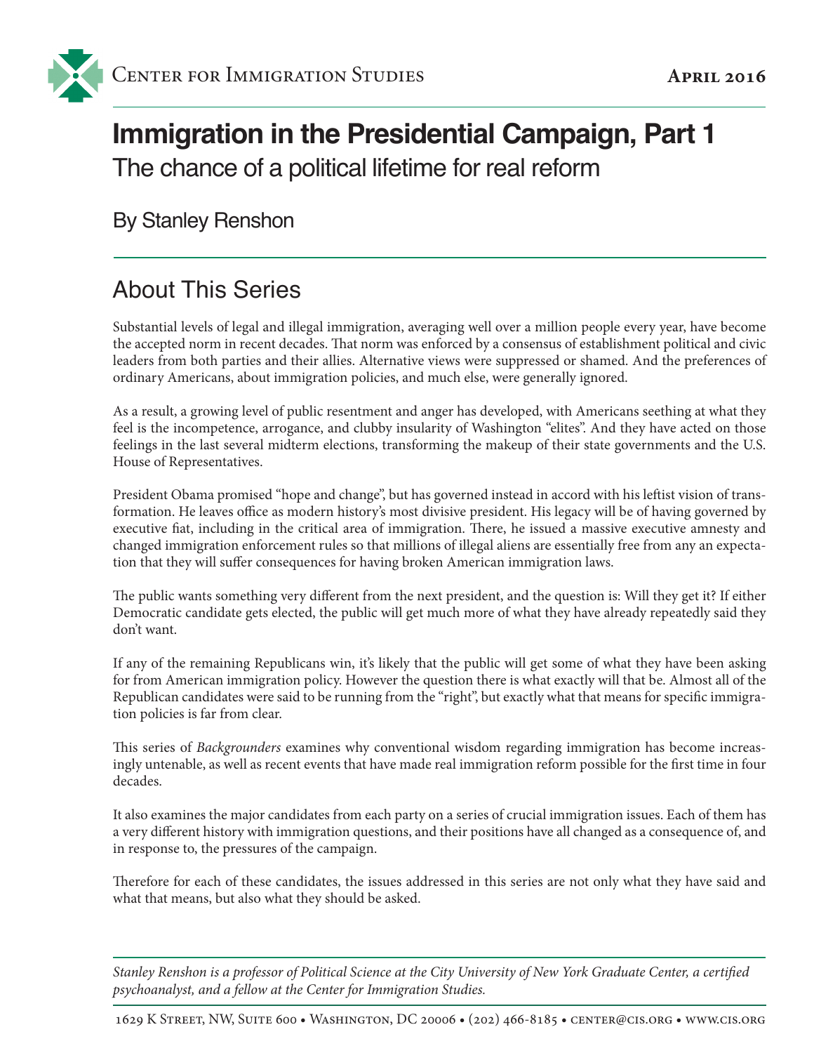Center for Immigration Studies

**April 2016**

# Immigration in the Presidential Campaign, Part 1

## The chance of a political lifetime for real reform

By Stanley Renshon

## About This Series

Substantial levels of legal and illegal immigration, averaging well over a million people every year, have become the accepted norm in recent decades. That norm was enforced by a consensus of establishment political and civic leaders from both parties and their allies. Alternative views were suppressed or shamed. And the preferences of ordinary Americans, about immigration policies, and much else, were generally ignored.

As a result, a growing level of public resentment and anger has developed, with Americans seething at what they feel is the incompetence, arrogance, and clubby insularity of Washington "elites". And they have acted on those feelings in the last several midterm elections, transforming the makeup of their state governments and the U.S. House of Representatives.

President Obama promised "hope and change", but has governed instead in accord with his leftist vision of transformation. He leaves office as modern history's most divisive president. His legacy will be of having governed by executive fiat, including in the critical area of immigration. There, he issued a massive executive amnesty and changed immigration enforcement rules so that millions of illegal aliens are essentially free from any an expectation that they will suffer consequences for having broken American immigration laws.

The public wants something very different from the next president, and the question is: Will they get it? If either Democratic candidate gets elected, the public will get much more of what they have already repeatedly said they don't want.

If any of the remaining Republicans win, it's likely that the public will get some of what they have been asking for from American immigration policy. However the question there is what exactly will that be. Almost all of the Republican candidates were said to be running from the "right", but exactly what that means for specific immigration policies is far from clear.

This series of *Backgrounders* examines why conventional wisdom regarding immigration has become increasingly untenable, as well as recent events that have made real immigration reform possible for the first time in four decades.

It also examines the major candidates from each party on a series of crucial immigration issues. Each of them has a very different history with immigration questions, and their positions have all changed as a consequence of, and in response to, the pressures of the campaign.

Therefore for each of these candidates, the issues addressed in this series are not only what they have said and what that means, but also what they should be asked.

*Stanley Renshon is a professor of Political Science at the City University of New York Graduate Center, a certified psychoanalyst, and a fellow at the Center for Immigration Studies.*

1629 K Street, NW, Suite 600 • Washington, DC 20006 • (202) 466-8185 • center@cis.org • www.cis.org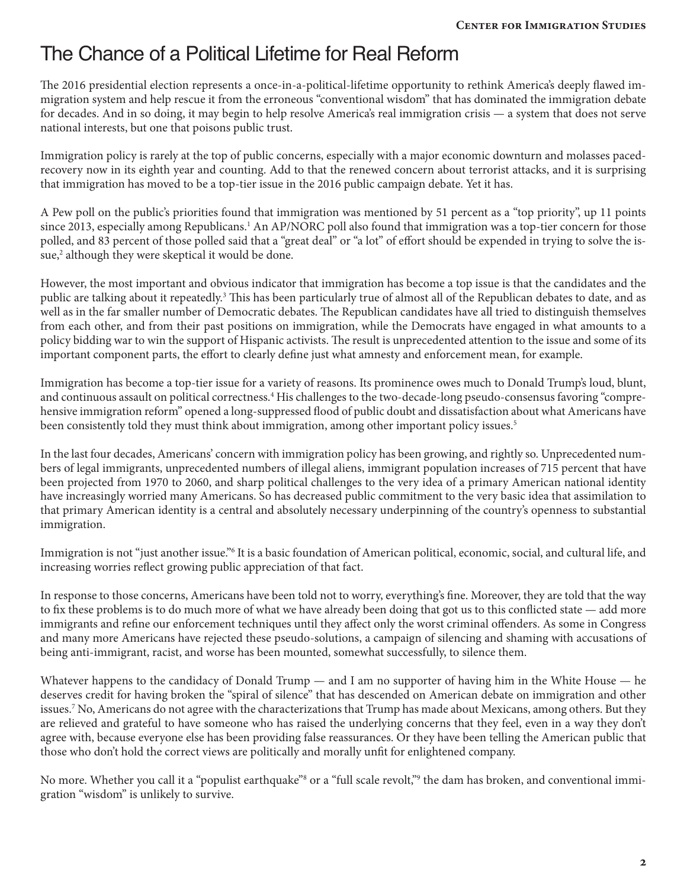# The Chance of a Political Lifetime for Real Reform

The 2016 presidential election represents a once-in-a-political-lifetime opportunity to rethink America's deeply flawed immigration system and help rescue it from the erroneous "conventional wisdom" that has dominated the immigration debate for decades. And in so doing, it may begin to help resolve America's real immigration crisis — a system that does not serve national interests, but one that poisons public trust.

Immigration policy is rarely at the top of public concerns, especially with a major economic downturn and molasses paced-recovery now in its eighth year and counting. Add to that the renewed concern about terrorist attacks, and it is surprising that immigration has moved to be a top-tier issue in the 2016 public campaign debate. Yet it has.

A Pew poll on the public's priorities found that immigration was mentioned by 51 percent as a "top priority", up 11 points since 2013, especially among Republicans.[1] An AP/NORC poll also found that immigration was a top-tier concern for those polled, and 83 percent of those polled said that a "great deal" or "a lot" of effort should be expended in trying to solve the issue,[2] although they were skeptical it would be done.

However, the most important and obvious indicator that immigration has become a top issue is that the candidates and the public are talking about it repeatedly.[3] This has been particularly true of almost all of the Republican debates to date, and as well as in the far smaller number of Democratic debates. The Republican candidates have all tried to distinguish themselves from each other, and from their past positions on immigration, while the Democrats have engaged in what amounts to a policy bidding war to win the support of Hispanic activists. The result is unprecedented attention to the issue and some of its important component parts, the effort to clearly define just what amnesty and enforcement mean, for example.

Immigration has become a top-tier issue for a variety of reasons. Its prominence owes much to Donald Trump's loud, blunt, and continuous assault on political correctness.[4] His challenges to the two-decade-long pseudo-consensus favoring "comprehensive immigration reform" opened a long-suppressed flood of public doubt and dissatisfaction about what Americans have been consistently told they must think about immigration, among other important policy issues.[5]

In the last four decades, Americans' concern with immigration policy has been growing, and rightly so. Unprecedented numbers of legal immigrants, unprecedented numbers of illegal aliens, immigrant population increases of 715 percent that have been projected from 1970 to 2060, and sharp political challenges to the very idea of a primary American national identity have increasingly worried many Americans. So has decreased public commitment to the very basic idea that assimilation to that primary American identity is a central and absolutely necessary underpinning of the country's openness to substantial immigration.

Immigration is not "just another issue."[6] It is a basic foundation of American political, economic, social, and cultural life, and increasing worries reflect growing public appreciation of that fact.

In response to those concerns, Americans have been told not to worry, everything's fine. Moreover, they are told that the way to fix these problems is to do much more of what we have already been doing that got us to this conflicted state — add more immigrants and refine our enforcement techniques until they affect only the worst criminal offenders. As some in Congress and many more Americans have rejected these pseudo-solutions, a campaign of silencing and shaming with accusations of being anti-immigrant, racist, and worse has been mounted, somewhat successfully, to silence them.

Whatever happens to the candidacy of Donald Trump — and I am no supporter of having him in the White House — he deserves credit for having broken the "spiral of silence" that has descended on American debate on immigration and other issues.[7] No, Americans do not agree with the characterizations that Trump has made about Mexicans, among others. But they are relieved and grateful to have someone who has raised the underlying concerns that they feel, even in a way they don't agree with, because everyone else has been providing false reassurances. Or they have been telling the American public that those who don't hold the correct views are politically and morally unfit for enlightened company.

No more. Whether you call it a "populist earthquake"[8] or a "full scale revolt,"[9] the dam has broken, and conventional immigration "wisdom" is unlikely to survive.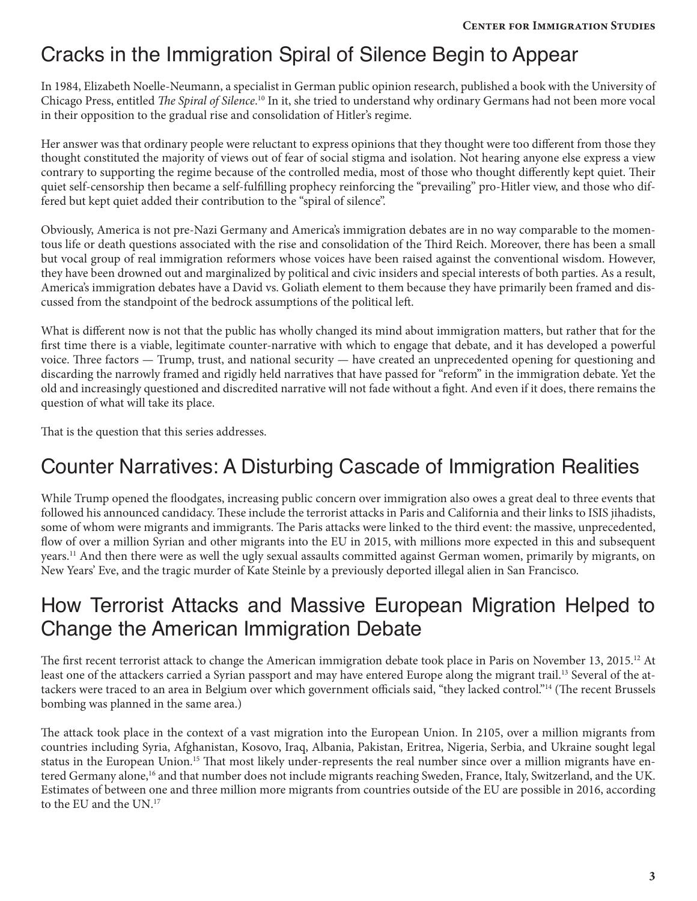## Cracks in the Immigration Spiral of Silence Begin to Appear

In 1984, Elizabeth Noelle-Neumann, a specialist in German public opinion research, published a book with the University of Chicago Press, entitled *The Spiral of Silence*.[10] In it, she tried to understand why ordinary Germans had not been more vocal in their opposition to the gradual rise and consolidation of Hitler's regime.

Her answer was that ordinary people were reluctant to express opinions that they thought were too different from those they thought constituted the majority of views out of fear of social stigma and isolation. Not hearing anyone else express a view contrary to supporting the regime because of the controlled media, most of those who thought differently kept quiet. Their quiet self-censorship then became a self-fulfilling prophecy reinforcing the "prevailing" pro-Hitler view, and those who differed but kept quiet added their contribution to the "spiral of silence".

Obviously, America is not pre-Nazi Germany and America's immigration debates are in no way comparable to the momentous life or death questions associated with the rise and consolidation of the Third Reich. Moreover, there has been a small but vocal group of real immigration reformers whose voices have been raised against the conventional wisdom. However, they have been drowned out and marginalized by political and civic insiders and special interests of both parties. As a result, America's immigration debates have a David vs. Goliath element to them because they have primarily been framed and discussed from the standpoint of the bedrock assumptions of the political left.

What is different now is not that the public has wholly changed its mind about immigration matters, but rather that for the first time there is a viable, legitimate counter-narrative with which to engage that debate, and it has developed a powerful voice. Three factors — Trump, trust, and national security — have created an unprecedented opening for questioning and discarding the narrowly framed and rigidly held narratives that have passed for "reform" in the immigration debate. Yet the old and increasingly questioned and discredited narrative will not fade without a fight. And even if it does, there remains the question of what will take its place.

That is the question that this series addresses.

## Counter Narratives: A Disturbing Cascade of Immigration Realities

While Trump opened the floodgates, increasing public concern over immigration also owes a great deal to three events that followed his announced candidacy. These include the terrorist attacks in Paris and California and their links to ISIS jihadists, some of whom were migrants and immigrants. The Paris attacks were linked to the third event: the massive, unprecedented, flow of over a million Syrian and other migrants into the EU in 2015, with millions more expected in this and subsequent years.[11] And then there were as well the ugly sexual assaults committed against German women, primarily by migrants, on New Years' Eve, and the tragic murder of Kate Steinle by a previously deported illegal alien in San Francisco.

## How Terrorist Attacks and Massive European Migration Helped to Change the American Immigration Debate

The first recent terrorist attack to change the American immigration debate took place in Paris on November 13, 2015.[12] At least one of the attackers carried a Syrian passport and may have entered Europe along the migrant trail.[13] Several of the attackers were traced to an area in Belgium over which government officials said, "they lacked control."[14] (The recent Brussels bombing was planned in the same area.)

The attack took place in the context of a vast migration into the European Union. In 2105, over a million migrants from countries including Syria, Afghanistan, Kosovo, Iraq, Albania, Pakistan, Eritrea, Nigeria, Serbia, and Ukraine sought legal status in the European Union.[15] That most likely under-represents the real number since over a million migrants have entered Germany alone,[16] and that number does not include migrants reaching Sweden, France, Italy, Switzerland, and the UK. Estimates of between one and three million more migrants from countries outside of the EU are possible in 2016, according to the EU and the UN.[17]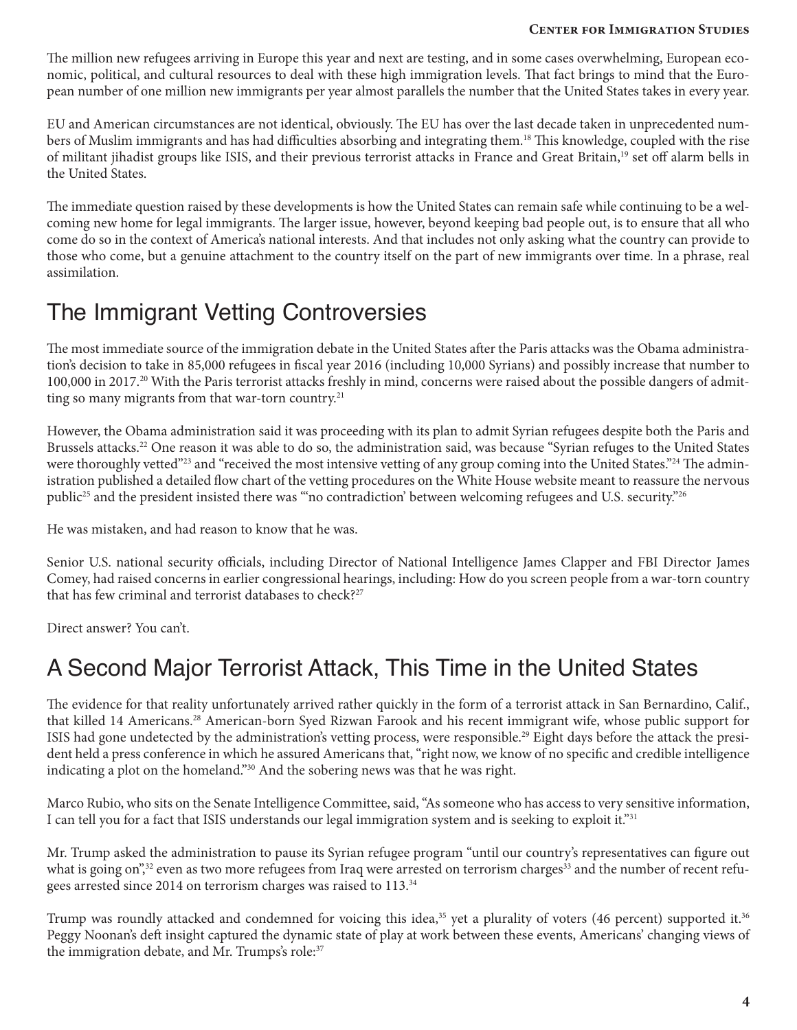The million new refugees arriving in Europe this year and next are testing, and in some cases overwhelming, European economic, political, and cultural resources to deal with these high immigration levels. That fact brings to mind that the European number of one million new immigrants per year almost parallels the number that the United States takes in every year.

EU and American circumstances are not identical, obviously. The EU has over the last decade taken in unprecedented numbers of Muslim immigrants and has had difficulties absorbing and integrating them.[18] This knowledge, coupled with the rise of militant jihadist groups like ISIS, and their previous terrorist attacks in France and Great Britain,[19] set off alarm bells in the United States.

The immediate question raised by these developments is how the United States can remain safe while continuing to be a welcoming new home for legal immigrants. The larger issue, however, beyond keeping bad people out, is to ensure that all who come do so in the context of America's national interests. And that includes not only asking what the country can provide to those who come, but a genuine attachment to the country itself on the part of new immigrants over time. In a phrase, real assimilation.

## The Immigrant Vetting Controversies

The most immediate source of the immigration debate in the United States after the Paris attacks was the Obama administration's decision to take in 85,000 refugees in fiscal year 2016 (including 10,000 Syrians) and possibly increase that number to 100,000 in 2017.[20] With the Paris terrorist attacks freshly in mind, concerns were raised about the possible dangers of admitting so many migrants from that war-torn country.[21]

However, the Obama administration said it was proceeding with its plan to admit Syrian refugees despite both the Paris and Brussels attacks.[22] One reason it was able to do so, the administration said, was because "Syrian refuges to the United States were thoroughly vetted"[23] and "received the most intensive vetting of any group coming into the United States."[24] The administration published a detailed flow chart of the vetting procedures on the White House website meant to reassure the nervous public[25] and the president insisted there was "'no contradiction' between welcoming refugees and U.S. security."[26]

He was mistaken, and had reason to know that he was.

Senior U.S. national security officials, including Director of National Intelligence James Clapper and FBI Director James Comey, had raised concerns in earlier congressional hearings, including: How do you screen people from a war-torn country that has few criminal and terrorist databases to check?[27]

Direct answer? You can't.

## A Second Major Terrorist Attack, This Time in the United States

The evidence for that reality unfortunately arrived rather quickly in the form of a terrorist attack in San Bernardino, Calif., that killed 14 Americans.[28] American-born Syed Rizwan Farook and his recent immigrant wife, whose public support for ISIS had gone undetected by the administration's vetting process, were responsible.[29] Eight days before the attack the president held a press conference in which he assured Americans that, "right now, we know of no specific and credible intelligence indicating a plot on the homeland."[30] And the sobering news was that he was right.

Marco Rubio, who sits on the Senate Intelligence Committee, said, "As someone who has access to very sensitive information, I can tell you for a fact that ISIS understands our legal immigration system and is seeking to exploit it."[31]

Mr. Trump asked the administration to pause its Syrian refugee program "until our country's representatives can figure out what is going on",[32] even as two more refugees from Iraq were arrested on terrorism charges[33] and the number of recent refugees arrested since 2014 on terrorism charges was raised to 113.[34]

Trump was roundly attacked and condemned for voicing this idea,[35] yet a plurality of voters (46 percent) supported it.[36] Peggy Noonan's deft insight captured the dynamic state of play at work between these events, Americans' changing views of the immigration debate, and Mr. Trumps's role:[37]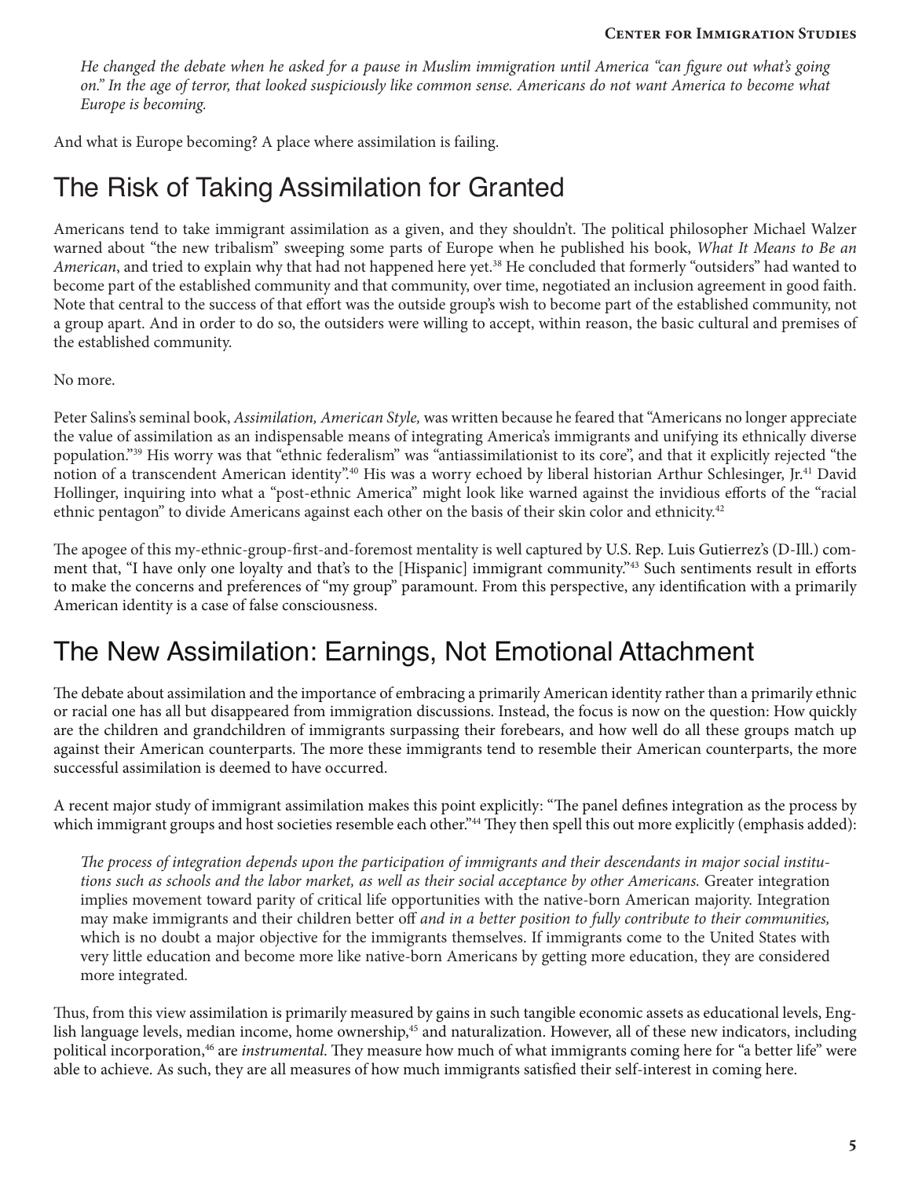*He changed the debate when he asked for a pause in Muslim immigration until America "can figure out what's going on." In the age of terror, that looked suspiciously like common sense. Americans do not want America to become what Europe is becoming.*

And what is Europe becoming? A place where assimilation is failing.

## The Risk of Taking Assimilation for Granted

Americans tend to take immigrant assimilation as a given, and they shouldn't. The political philosopher Michael Walzer warned about "the new tribalism" sweeping some parts of Europe when he published his book, *What It Means to Be an American*, and tried to explain why that had not happened here yet.[38] He concluded that formerly "outsiders" had wanted to become part of the established community and that community, over time, negotiated an inclusion agreement in good faith. Note that central to the success of that effort was the outside group's wish to become part of the established community, not a group apart. And in order to do so, the outsiders were willing to accept, within reason, the basic cultural and premises of the established community.

No more.

Peter Salins's seminal book, *Assimilation, American Style,* was written because he feared that "Americans no longer appreciate the value of assimilation as an indispensable means of integrating America's immigrants and unifying its ethnically diverse population."[39] His worry was that "ethnic federalism" was "antiassimilationist to its core", and that it explicitly rejected "the notion of a transcendent American identity".[40] His was a worry echoed by liberal historian Arthur Schlesinger, Jr.[41] David Hollinger, inquiring into what a "post-ethnic America" might look like warned against the invidious efforts of the "racial ethnic pentagon" to divide Americans against each other on the basis of their skin color and ethnicity.[42]

The apogee of this my-ethnic-group-first-and-foremost mentality is well captured by U.S. Rep. Luis Gutierrez's (D-Ill.) comment that, "I have only one loyalty and that's to the [Hispanic] immigrant community."[43] Such sentiments result in efforts to make the concerns and preferences of "my group" paramount. From this perspective, any identification with a primarily American identity is a case of false consciousness.

## The New Assimilation: Earnings, Not Emotional Attachment

The debate about assimilation and the importance of embracing a primarily American identity rather than a primarily ethnic or racial one has all but disappeared from immigration discussions. Instead, the focus is now on the question: How quickly are the children and grandchildren of immigrants surpassing their forebears, and how well do all these groups match up against their American counterparts. The more these immigrants tend to resemble their American counterparts, the more successful assimilation is deemed to have occurred.

A recent major study of immigrant assimilation makes this point explicitly: "The panel defines integration as the process by which immigrant groups and host societies resemble each other."[44] They then spell this out more explicitly (emphasis added):

> *The process of integration depends upon the participation of immigrants and their descendants in major social institutions such as schools and the labor market, as well as their social acceptance by other Americans.* Greater integration implies movement toward parity of critical life opportunities with the native-born American majority. Integration may make immigrants and their children better off *and in a better position to fully contribute to their communities,* which is no doubt a major objective for the immigrants themselves. If immigrants come to the United States with very little education and become more like native-born Americans by getting more education, they are considered more integrated.

Thus, from this view assimilation is primarily measured by gains in such tangible economic assets as educational levels, English language levels, median income, home ownership,[45] and naturalization. However, all of these new indicators, including political incorporation,[46] are *instrumental*. They measure how much of what immigrants coming here for "a better life" were able to achieve. As such, they are all measures of how much immigrants satisfied their self-interest in coming here.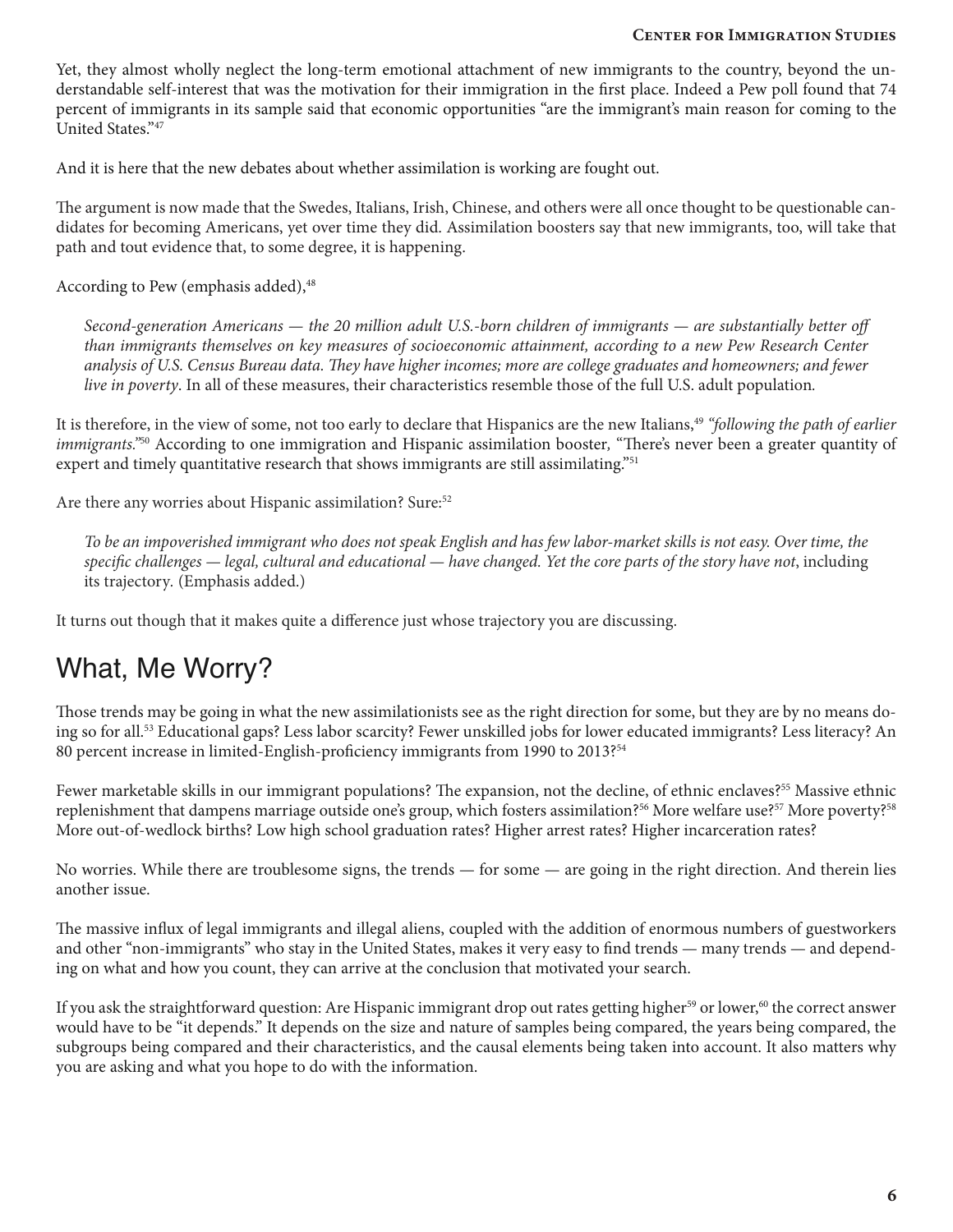Yet, they almost wholly neglect the long-term emotional attachment of new immigrants to the country, beyond the understandable self-interest that was the motivation for their immigration in the first place. Indeed a Pew poll found that 74 percent of immigrants in its sample said that economic opportunities "are the immigrant's main reason for coming to the United States."[47]

And it is here that the new debates about whether assimilation is working are fought out.

The argument is now made that the Swedes, Italians, Irish, Chinese, and others were all once thought to be questionable candidates for becoming Americans, yet over time they did. Assimilation boosters say that new immigrants, too, will take that path and tout evidence that, to some degree, it is happening.

According to Pew (emphasis added),[48]

> *Second-generation Americans — the 20 million adult U.S.-born children of immigrants — are substantially better off than immigrants themselves on key measures of socioeconomic attainment, according to a new Pew Research Center analysis of U.S. Census Bureau data. They have higher incomes; more are college graduates and homeowners; and fewer live in poverty*. In all of these measures, their characteristics resemble those of the full U.S. adult population.

It is therefore, in the view of some, not too early to declare that Hispanics are the new Italians,[49] *"following the path of earlier immigrants."*[50] According to one immigration and Hispanic assimilation booster, "There's never been a greater quantity of expert and timely quantitative research that shows immigrants are still assimilating."[51]

Are there any worries about Hispanic assimilation? Sure:[52]

> *To be an impoverished immigrant who does not speak English and has few labor-market skills is not easy. Over time, the specific challenges — legal, cultural and educational — have changed. Yet the core parts of the story have not*, including its trajectory. (Emphasis added.)

It turns out though that it makes quite a difference just whose trajectory you are discussing.

## What, Me Worry?

Those trends may be going in what the new assimilationists see as the right direction for some, but they are by no means doing so for all.[53] Educational gaps? Less labor scarcity? Fewer unskilled jobs for lower educated immigrants? Less literacy? An 80 percent increase in limited-English-proficiency immigrants from 1990 to 2013?[54]

Fewer marketable skills in our immigrant populations? The expansion, not the decline, of ethnic enclaves?[55] Massive ethnic replenishment that dampens marriage outside one's group, which fosters assimilation?[56] More welfare use?[57] More poverty?[58] More out-of-wedlock births? Low high school graduation rates? Higher arrest rates? Higher incarceration rates?

No worries. While there are troublesome signs, the trends — for some — are going in the right direction. And therein lies another issue.

The massive influx of legal immigrants and illegal aliens, coupled with the addition of enormous numbers of guestworkers and other "non-immigrants" who stay in the United States, makes it very easy to find trends — many trends — and depending on what and how you count, they can arrive at the conclusion that motivated your search.

If you ask the straightforward question: Are Hispanic immigrant drop out rates getting higher[59] or lower,[60] the correct answer would have to be "it depends." It depends on the size and nature of samples being compared, the years being compared, the subgroups being compared and their characteristics, and the causal elements being taken into account. It also matters why you are asking and what you hope to do with the information.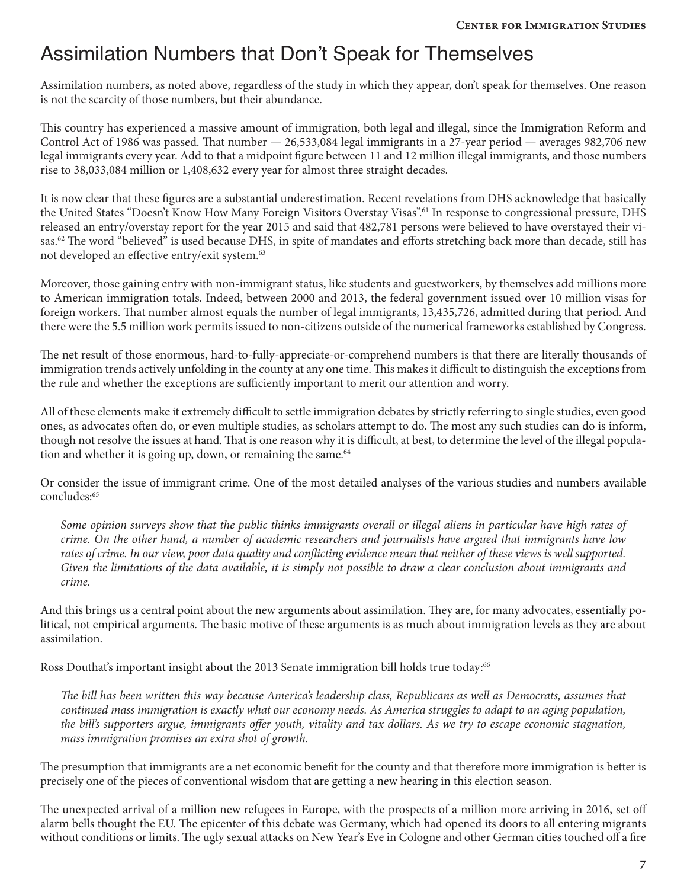# Assimilation Numbers that Don't Speak for Themselves

Assimilation numbers, as noted above, regardless of the study in which they appear, don't speak for themselves. One reason is not the scarcity of those numbers, but their abundance.

This country has experienced a massive amount of immigration, both legal and illegal, since the Immigration Reform and Control Act of 1986 was passed. That number — 26,533,084 legal immigrants in a 27-year period — averages 982,706 new legal immigrants every year. Add to that a midpoint figure between 11 and 12 million illegal immigrants, and those numbers rise to 38,033,084 million or 1,408,632 every year for almost three straight decades.

It is now clear that these figures are a substantial underestimation. Recent revelations from DHS acknowledge that basically the United States "Doesn't Know How Many Foreign Visitors Overstay Visas".[61] In response to congressional pressure, DHS released an entry/overstay report for the year 2015 and said that 482,781 persons were believed to have overstayed their visas.[62] The word "believed" is used because DHS, in spite of mandates and efforts stretching back more than decade, still has not developed an effective entry/exit system.[63]

Moreover, those gaining entry with non-immigrant status, like students and guestworkers, by themselves add millions more to American immigration totals. Indeed, between 2000 and 2013, the federal government issued over 10 million visas for foreign workers. That number almost equals the number of legal immigrants, 13,435,726, admitted during that period. And there were the 5.5 million work permits issued to non-citizens outside of the numerical frameworks established by Congress.

The net result of those enormous, hard-to-fully-appreciate-or-comprehend numbers is that there are literally thousands of immigration trends actively unfolding in the county at any one time. This makes it difficult to distinguish the exceptions from the rule and whether the exceptions are sufficiently important to merit our attention and worry.

All of these elements make it extremely difficult to settle immigration debates by strictly referring to single studies, even good ones, as advocates often do, or even multiple studies, as scholars attempt to do. The most any such studies can do is inform, though not resolve the issues at hand. That is one reason why it is difficult, at best, to determine the level of the illegal population and whether it is going up, down, or remaining the same.[64]

Or consider the issue of immigrant crime. One of the most detailed analyses of the various studies and numbers available concludes:[65]

> *Some opinion surveys show that the public thinks immigrants overall or illegal aliens in particular have high rates of crime. On the other hand, a number of academic researchers and journalists have argued that immigrants have low rates of crime. In our view, poor data quality and conflicting evidence mean that neither of these views is well supported. Given the limitations of the data available, it is simply not possible to draw a clear conclusion about immigrants and crime.*

And this brings us a central point about the new arguments about assimilation. They are, for many advocates, essentially political, not empirical arguments. The basic motive of these arguments is as much about immigration levels as they are about assimilation.

Ross Douthat's important insight about the 2013 Senate immigration bill holds true today:[66]

> *The bill has been written this way because America's leadership class, Republicans as well as Democrats, assumes that continued mass immigration is exactly what our economy needs. As America struggles to adapt to an aging population, the bill's supporters argue, immigrants offer youth, vitality and tax dollars. As we try to escape economic stagnation, mass immigration promises an extra shot of growth.*

The presumption that immigrants are a net economic benefit for the county and that therefore more immigration is better is precisely one of the pieces of conventional wisdom that are getting a new hearing in this election season.

The unexpected arrival of a million new refugees in Europe, with the prospects of a million more arriving in 2016, set off alarm bells thought the EU. The epicenter of this debate was Germany, which had opened its doors to all entering migrants without conditions or limits. The ugly sexual attacks on New Year's Eve in Cologne and other German cities touched off a fire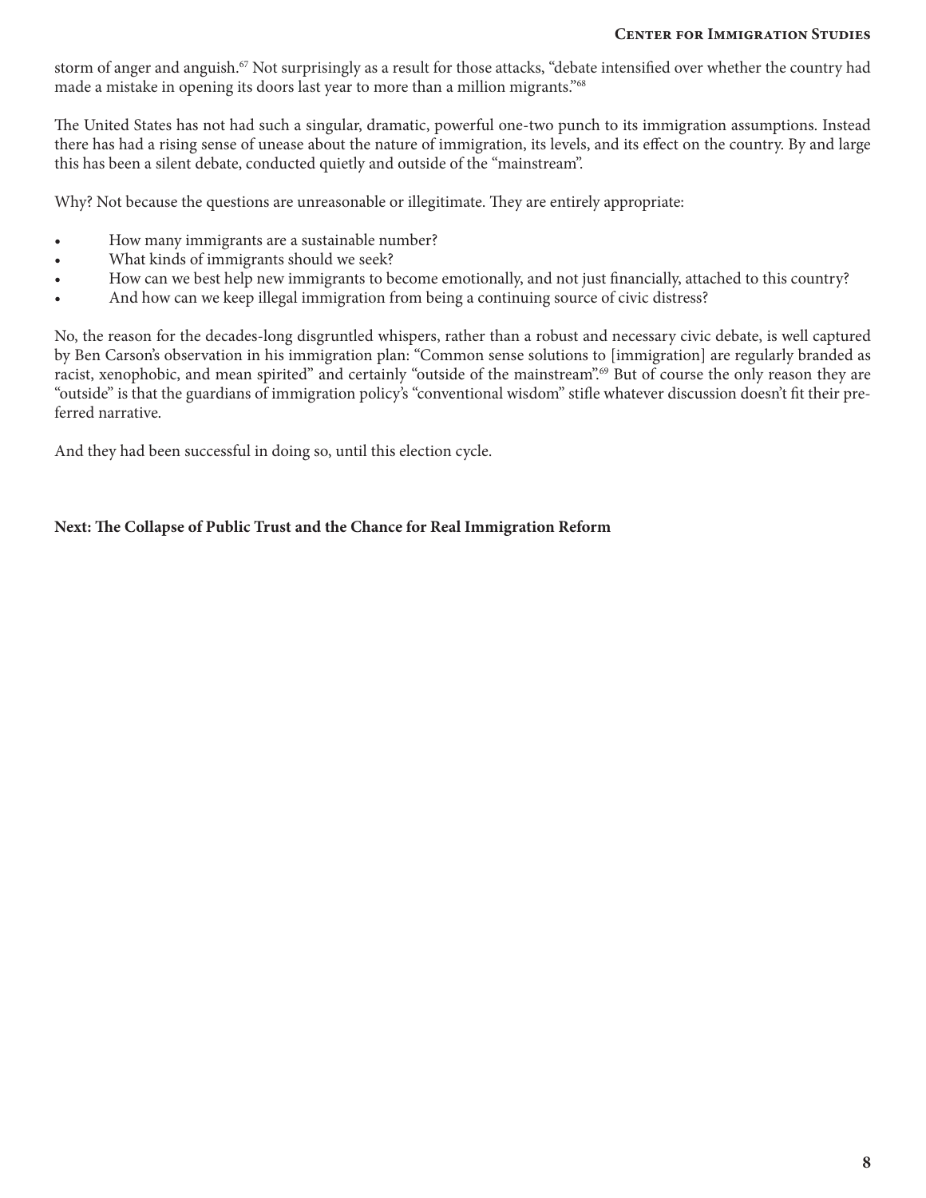storm of anger and anguish.[67] Not surprisingly as a result for those attacks, "debate intensified over whether the country had made a mistake in opening its doors last year to more than a million migrants."[68]

The United States has not had such a singular, dramatic, powerful one-two punch to its immigration assumptions. Instead there has had a rising sense of unease about the nature of immigration, its levels, and its effect on the country. By and large this has been a silent debate, conducted quietly and outside of the "mainstream".

Why? Not because the questions are unreasonable or illegitimate. They are entirely appropriate:

- How many immigrants are a sustainable number?
- What kinds of immigrants should we seek?
- How can we best help new immigrants to become emotionally, and not just financially, attached to this country?
- And how can we keep illegal immigration from being a continuing source of civic distress?

No, the reason for the decades-long disgruntled whispers, rather than a robust and necessary civic debate, is well captured by Ben Carson's observation in his immigration plan: "Common sense solutions to [immigration] are regularly branded as racist, xenophobic, and mean spirited" and certainly "outside of the mainstream".[69] But of course the only reason they are "outside" is that the guardians of immigration policy's "conventional wisdom" stifle whatever discussion doesn't fit their preferred narrative.

And they had been successful in doing so, until this election cycle.

**Next: The Collapse of Public Trust and the Chance for Real Immigration Reform**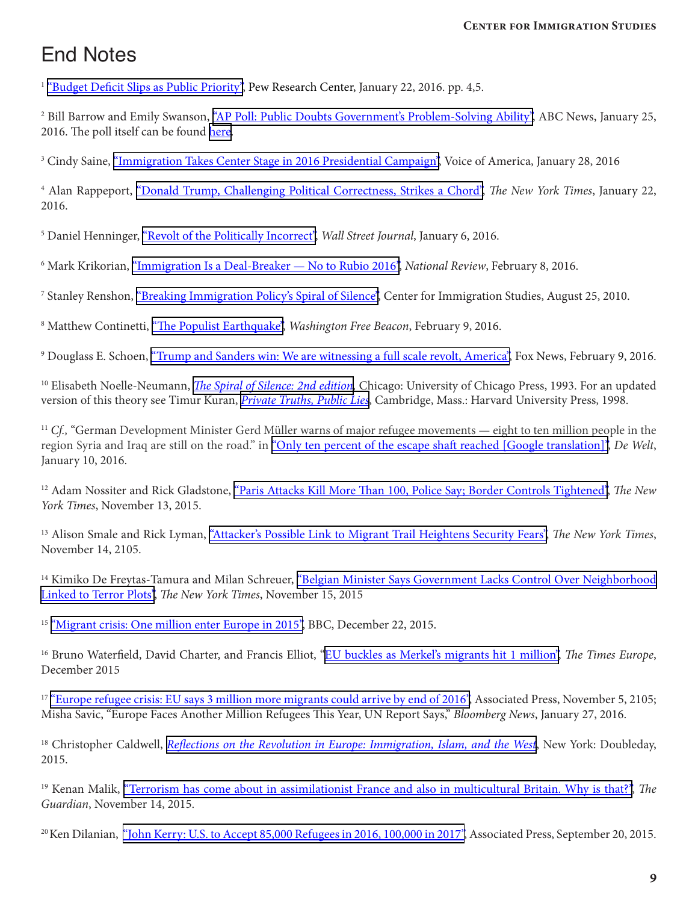# End Notes

[1] "Budget Deficit Slips as Public Priority", Pew Research Center, January 22, 2016. pp. 4,5.

[2] Bill Barrow and Emily Swanson, "AP Poll: Public Doubts Government's Problem-Solving Ability", ABC News, January 25, 2016. The poll itself can be found here.

[3] Cindy Saine, "Immigration Takes Center Stage in 2016 Presidential Campaign", Voice of America, January 28, 2016

[4] Alan Rappeport, "Donald Trump, Challenging Political Correctness, Strikes a Chord", *The New York Times*, January 22, 2016.

[5] Daniel Henninger, "Revolt of the Politically Incorrect", *Wall Street Journal*, January 6, 2016.

[6] Mark Krikorian, "Immigration Is a Deal-Breaker — No to Rubio 2016", *National Review*, February 8, 2016.

[7] Stanley Renshon, "Breaking Immigration Policy's Spiral of Silence", Center for Immigration Studies, August 25, 2010.

[8] Matthew Continetti, "The Populist Earthquake", *Washington Free Beacon*, February 9, 2016.

[9] Douglass E. Schoen, "Trump and Sanders win: We are witnessing a full scale revolt, America", Fox News, February 9, 2016.

[10] Elisabeth Noelle-Neumann, *The Spiral of Silence: 2nd edition*, Chicago: University of Chicago Press, 1993. For an updated version of this theory see Timur Kuran, *Private Truths, Public Lies*, Cambridge, Mass.: Harvard University Press, 1998.

[11] *Cf.,* "German Development Minister Gerd Müller warns of major refugee movements — eight to ten million people in the region Syria and Iraq are still on the road." in "Only ten percent of the escape shaft reached [Google translation]", *De Welt*, January 10, 2016.

[12] Adam Nossiter and Rick Gladstone, "Paris Attacks Kill More Than 100, Police Say; Border Controls Tightened", *The New York Times*, November 13, 2015.

[13] Alison Smale and Rick Lyman, "Attacker's Possible Link to Migrant Trail Heightens Security Fears", *The New York Times*, November 14, 2105.

[14] Kimiko De Freytas-Tamura and Milan Schreuer, "Belgian Minister Says Government Lacks Control Over Neighborhood Linked to Terror Plots", *The New York Times*, November 15, 2015

[15] "Migrant crisis: One million enter Europe in 2015", BBC, December 22, 2015.

[16] Bruno Waterfield, David Charter, and Francis Elliot, "EU buckles as Merkel's migrants hit 1 million", *The Times Europe*, December 2015

[17] "Europe refugee crisis: EU says 3 million more migrants could arrive by end of 2016", Associated Press, November 5, 2105; Misha Savic, "Europe Faces Another Million Refugees This Year, UN Report Says," *Bloomberg News*, January 27, 2016.

[18] Christopher Caldwell, *Reflections on the Revolution in Europe: Immigration, Islam, and the West*, New York: Doubleday, 2015.

[19] Kenan Malik, "Terrorism has come about in assimilationist France and also in multicultural Britain. Why is that?", *The Guardian*, November 14, 2015.

[20] Ken Dilanian, "John Kerry: U.S. to Accept 85,000 Refugees in 2016, 100,000 in 2017", Associated Press, September 20, 2015.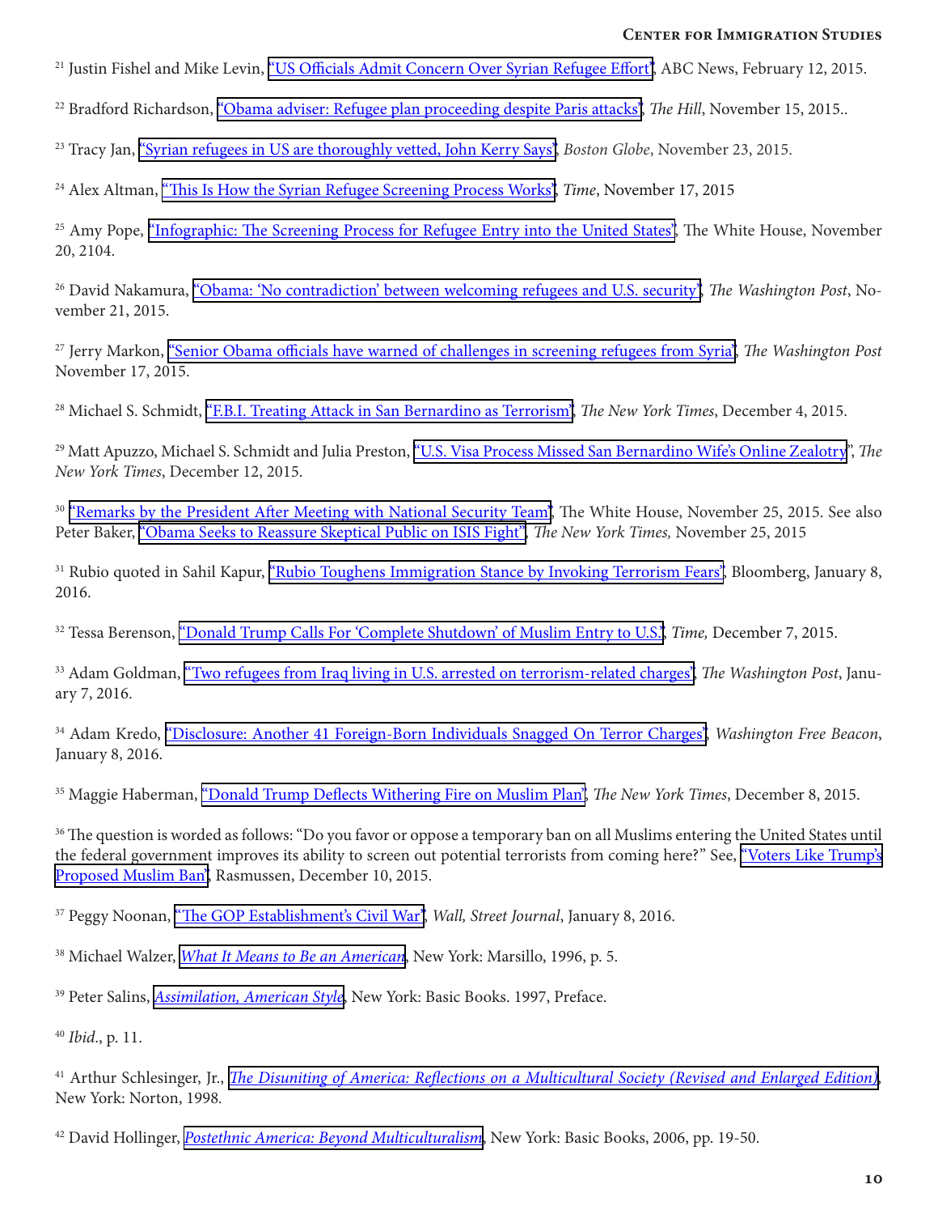[21] Justin Fishel and Mike Levin, "US Officials Admit Concern Over Syrian Refugee Effort", ABC News, February 12, 2015.

[22] Bradford Richardson, "Obama adviser: Refugee plan proceeding despite Paris attacks", *The Hill*, November 15, 2015..

[23] Tracy Jan, "Syrian refugees in US are thoroughly vetted, John Kerry Says", *Boston Globe*, November 23, 2015.

[24] Alex Altman, "This Is How the Syrian Refugee Screening Process Works", *Time*, November 17, 2015

[25] Amy Pope, "Infographic: The Screening Process for Refugee Entry into the United States", The White House, November 20, 2104.

[26] David Nakamura, "Obama: 'No contradiction' between welcoming refugees and U.S. security", *The Washington Post*, November 21, 2015.

[27] Jerry Markon, "Senior Obama officials have warned of challenges in screening refugees from Syria", *The Washington Post* November 17, 2015.

[28] Michael S. Schmidt, "F.B.I. Treating Attack in San Bernardino as Terrorism", *The New York Times*, December 4, 2015.

[29] Matt Apuzzo, Michael S. Schmidt and Julia Preston, "U.S. Visa Process Missed San Bernardino Wife's Online Zealotry", *The New York Times*, December 12, 2015.

[30] "Remarks by the President After Meeting with National Security Team", The White House, November 25, 2015. See also Peter Baker, "Obama Seeks to Reassure Skeptical Public on ISIS Fight", *The New York Times,* November 25, 2015

[31] Rubio quoted in Sahil Kapur, "Rubio Toughens Immigration Stance by Invoking Terrorism Fears", Bloomberg, January 8, 2016.

[32] Tessa Berenson, "Donald Trump Calls For 'Complete Shutdown' of Muslim Entry to U.S.", *Time,* December 7, 2015.

[33] Adam Goldman, "Two refugees from Iraq living in U.S. arrested on terrorism-related charges", *The Washington Post*, January 7, 2016.

[34] Adam Kredo, "Disclosure: Another 41 Foreign-Born Individuals Snagged On Terror Charges", *Washington Free Beacon*, January 8, 2016.

[35] Maggie Haberman, "Donald Trump Deflects Withering Fire on Muslim Plan", *The New York Times*, December 8, 2015.

[36] The question is worded as follows: "Do you favor or oppose a temporary ban on all Muslims entering the United States until the federal government improves its ability to screen out potential terrorists from coming here?" See, "Voters Like Trump's Proposed Muslim Ban", Rasmussen, December 10, 2015.

[37] Peggy Noonan, "The GOP Establishment's Civil War", *Wall, Street Journal*, January 8, 2016.

[38] Michael Walzer, *What It Means to Be an American*, New York: Marsillo, 1996, p. 5.

[39] Peter Salins, *Assimilation, American Style*, New York: Basic Books. 1997, Preface.

[40] *Ibid*., p. 11.

[41] Arthur Schlesinger, Jr., *The Disuniting of America: Reflections on a Multicultural Society (Revised and Enlarged Edition)*, New York: Norton, 1998.

[42] David Hollinger, *Postethnic America: Beyond Multiculturalism*, New York: Basic Books, 2006, pp. 19-50.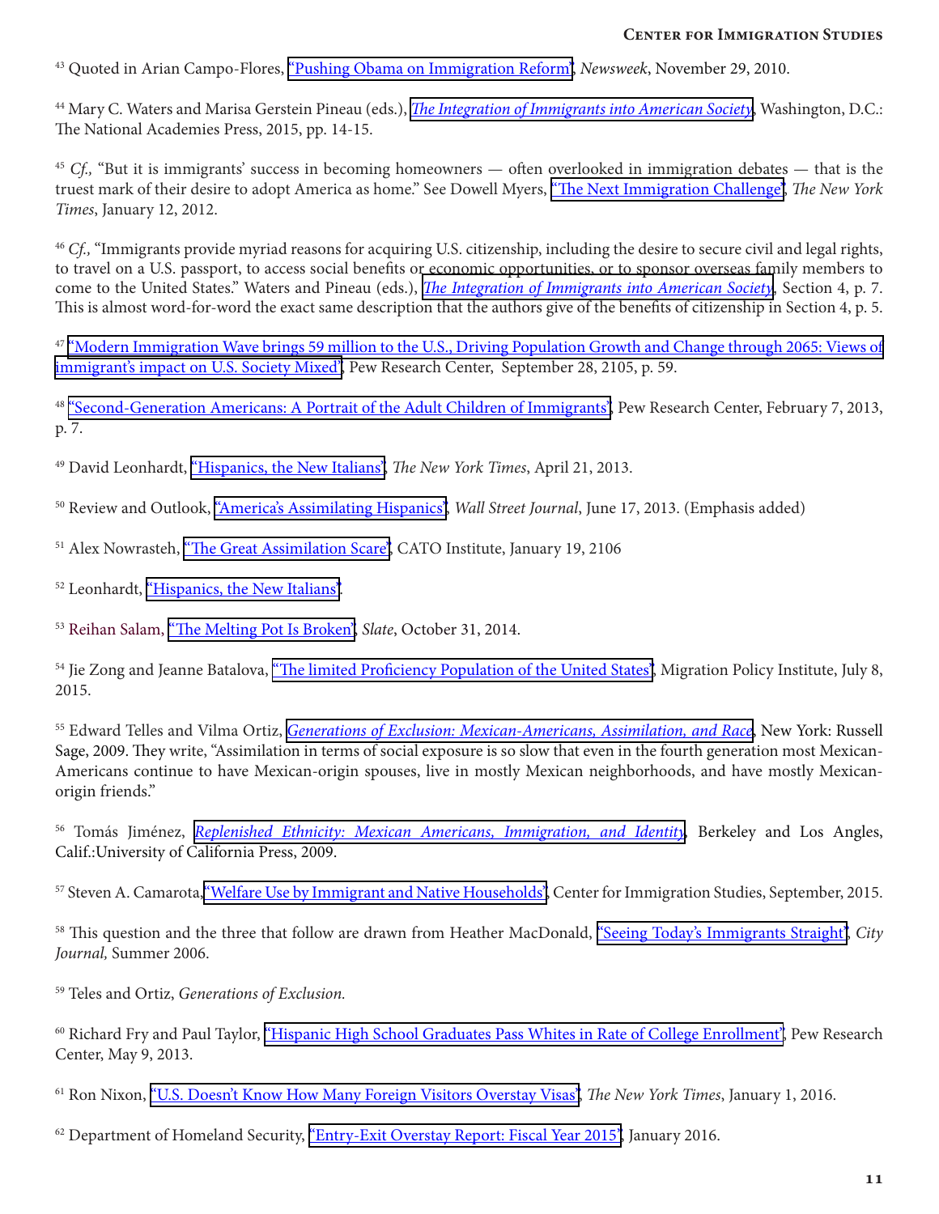[43] Quoted in Arian Campo-Flores, "Pushing Obama on Immigration Reform", *Newsweek*, November 29, 2010.

[44] Mary C. Waters and Marisa Gerstein Pineau (eds.), *The Integration of Immigrants into American Society*, Washington, D.C.: The National Academies Press, 2015, pp. 14-15.

[45] *Cf.,* "But it is immigrants' success in becoming homeowners — often overlooked in immigration debates — that is the truest mark of their desire to adopt America as home." See Dowell Myers, "The Next Immigration Challenge", *The New York Times*, January 12, 2012.

[46] *Cf.,* "Immigrants provide myriad reasons for acquiring U.S. citizenship, including the desire to secure civil and legal rights, to travel on a U.S. passport, to access social benefits or economic opportunities, or to sponsor overseas family members to come to the United States." Waters and Pineau (eds.), *The Integration of Immigrants into American Society*, Section 4, p. 7. This is almost word-for-word the exact same description that the authors give of the benefits of citizenship in Section 4, p. 5.

[47] "Modern Immigration Wave brings 59 million to the U.S., Driving Population Growth and Change through 2065: Views of immigrant's impact on U.S. Society Mixed", Pew Research Center, September 28, 2105, p. 59.

[48] "Second-Generation Americans: A Portrait of the Adult Children of Immigrants", Pew Research Center, February 7, 2013, p. 7.

[49] David Leonhardt, "Hispanics, the New Italians", *The New York Times*, April 21, 2013.

[50] Review and Outlook, "America's Assimilating Hispanics", *Wall Street Journal*, June 17, 2013. (Emphasis added)

[51] Alex Nowrasteh, "The Great Assimilation Scare", CATO Institute, January 19, 2106

[52] Leonhardt, "Hispanics, the New Italians".

[53] Reihan Salam, "The Melting Pot Is Broken", *Slate*, October 31, 2014.

[54] Jie Zong and Jeanne Batalova, "The limited Proficiency Population of the United States", Migration Policy Institute, July 8, 2015.

[55] Edward Telles and Vilma Ortiz, *Generations of Exclusion: Mexican-Americans, Assimilation, and Race*, New York: Russell Sage, 2009. They write, "Assimilation in terms of social exposure is so slow that even in the fourth generation most Mexican-Americans continue to have Mexican-origin spouses, live in mostly Mexican neighborhoods, and have mostly Mexican-origin friends."

[56] Tomás Jiménez, *Replenished Ethnicity: Mexican Americans, Immigration, and Identity*, Berkeley and Los Angles, Calif.:University of California Press, 2009.

[57] Steven A. Camarota,"Welfare Use by Immigrant and Native Households", Center for Immigration Studies, September, 2015.

[58] This question and the three that follow are drawn from Heather MacDonald, "Seeing Today's Immigrants Straight", *City Journal,* Summer 2006.

[59] Teles and Ortiz, *Generations of Exclusion.*

[60] Richard Fry and Paul Taylor, "Hispanic High School Graduates Pass Whites in Rate of College Enrollment", Pew Research Center, May 9, 2013.

[61] Ron Nixon, "U.S. Doesn't Know How Many Foreign Visitors Overstay Visas", *The New York Times*, January 1, 2016.

[62] Department of Homeland Security, "Entry-Exit Overstay Report: Fiscal Year 2015", January 2016.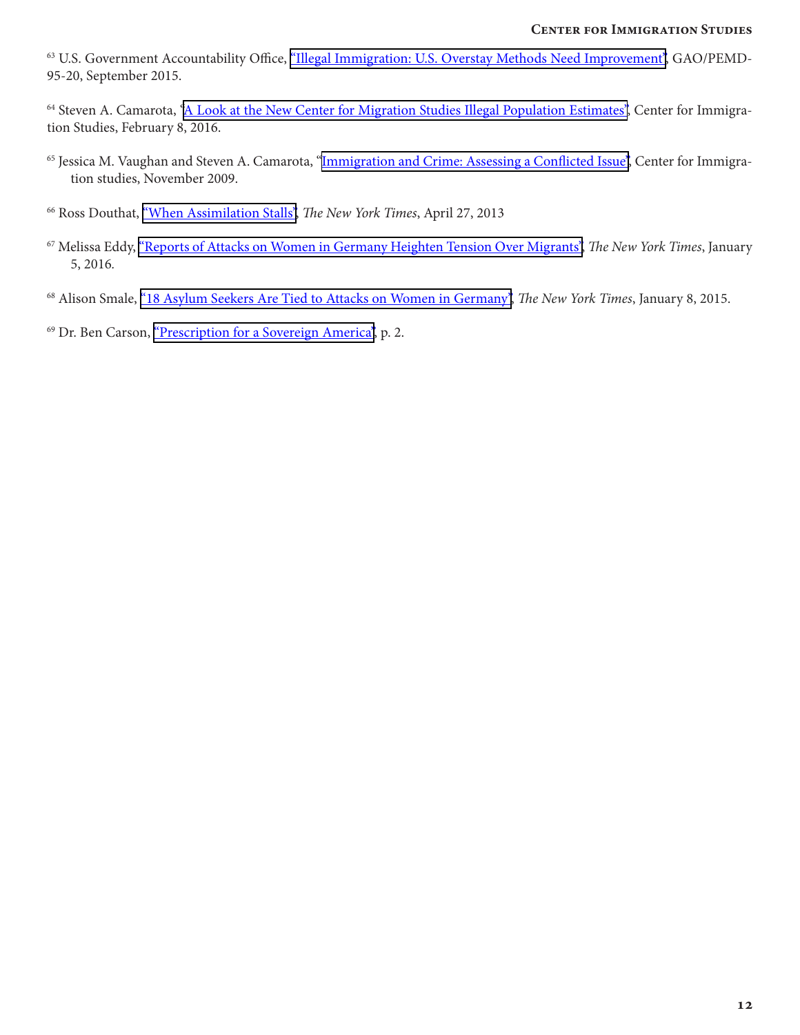[63] U.S. Government Accountability Office, "Illegal Immigration: U.S. Overstay Methods Need Improvement", GAO/PEMD-95-20, September 2015.

[64] Steven A. Camarota, "A Look at the New Center for Migration Studies Illegal Population Estimates", Center for Immigration Studies, February 8, 2016.

[65] Jessica M. Vaughan and Steven A. Camarota, "Immigration and Crime: Assessing a Conflicted Issue", Center for Immigration studies, November 2009.

[66] Ross Douthat, "When Assimilation Stalls", *The New York Times*, April 27, 2013

[67] Melissa Eddy, "Reports of Attacks on Women in Germany Heighten Tension Over Migrants", *The New York Times*, January 5, 2016.

[68] Alison Smale, "18 Asylum Seekers Are Tied to Attacks on Women in Germany", *The New York Times*, January 8, 2015.

[69] Dr. Ben Carson, "Prescription for a Sovereign America", p. 2.